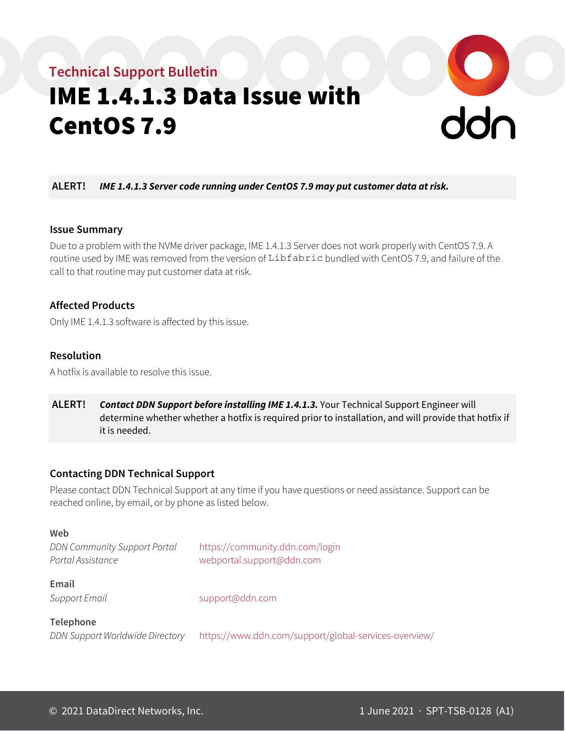Technical Support Bulletin

# IME 1.4.1.3 Data Issue with CentOS 7.9

**ALERT!** ***IME 1.4.1.3 Server code running under CentOS 7.9 may put customer data at risk.***

### Issue Summary

Due to a problem with the NVMe driver package, IME 1.4.1.3 Server does not work properly with CentOS 7.9. A routine used by IME was removed from the version of `Libfabric` bundled with CentOS 7.9, and failure of the call to that routine may put customer data at risk.

### Affected Products

Only IME 1.4.1.3 software is affected by this issue.

### Resolution

A hotfix is available to resolve this issue.

**ALERT!** ***Contact DDN Support before installing IME 1.4.1.3.*** Your Technical Support Engineer will determine whether whether a hotfix is required prior to installation, and will provide that hotfix if it is needed.

### Contacting DDN Technical Support

Please contact DDN Technical Support at any time if you have questions or need assistance. Support can be reached online, by email, or by phone as listed below.

**Web**

| | |
|---|---|
| *DDN Community Support Portal* | https://community.ddn.com/login |
| *Portal Assistance* | webportal.support@ddn.com |

**Email**

| | |
|---|---|
| *Support Email* | support@ddn.com |

**Telephone**

| | |
|---|---|
| *DDN Support Worldwide Directory* | https://www.ddn.com/support/global-services-overview/ |

© 2021 DataDirect Networks, Inc.

1 June 2021 · SPT-TSB-0128 (A1)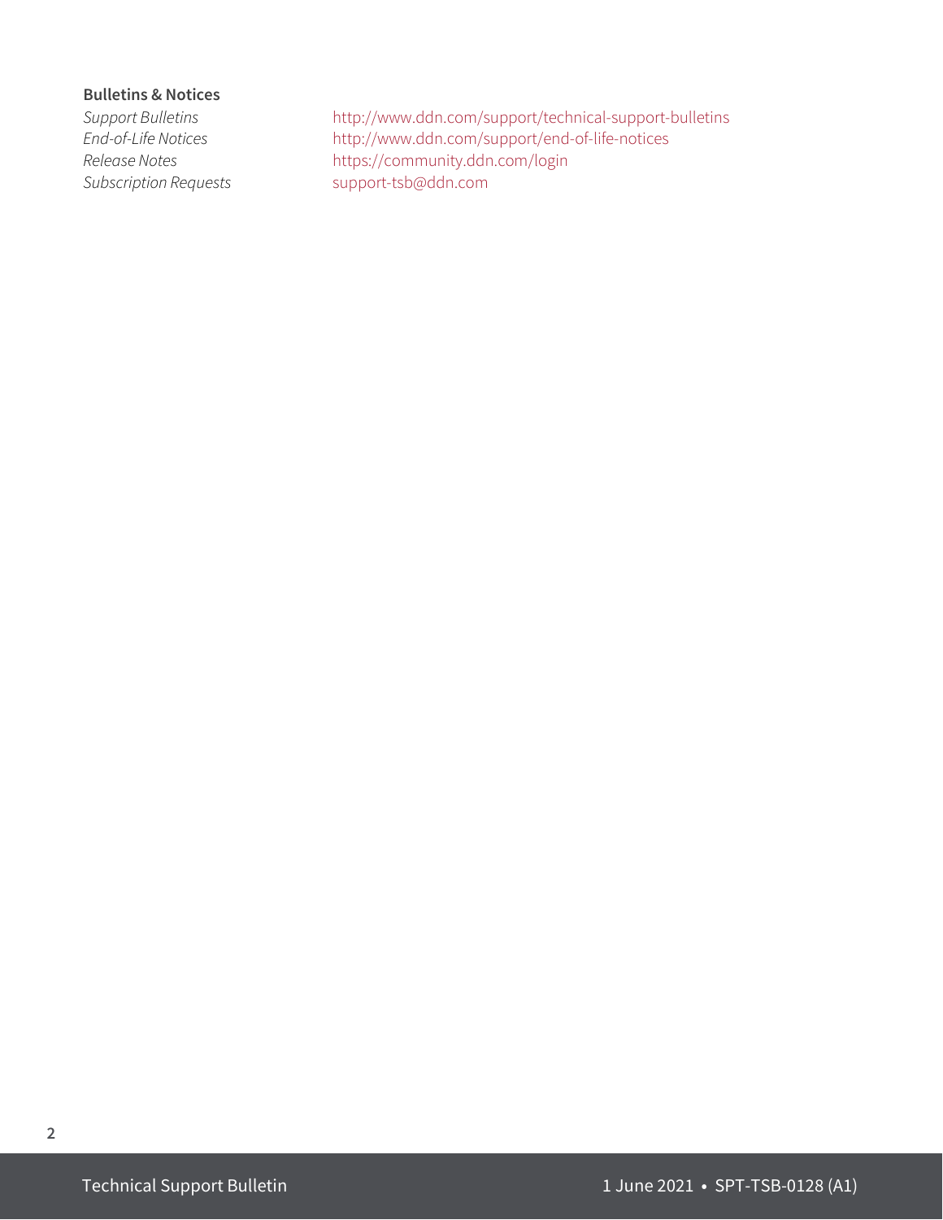**Bulletins & Notices**

| | |
|---|---|
| *Support Bulletins* | http://www.ddn.com/support/technical-support-bulletins |
| *End-of-Life Notices* | http://www.ddn.com/support/end-of-life-notices |
| *Release Notes* | https://community.ddn.com/login |
| *Subscription Requests* | support-tsb@ddn.com |